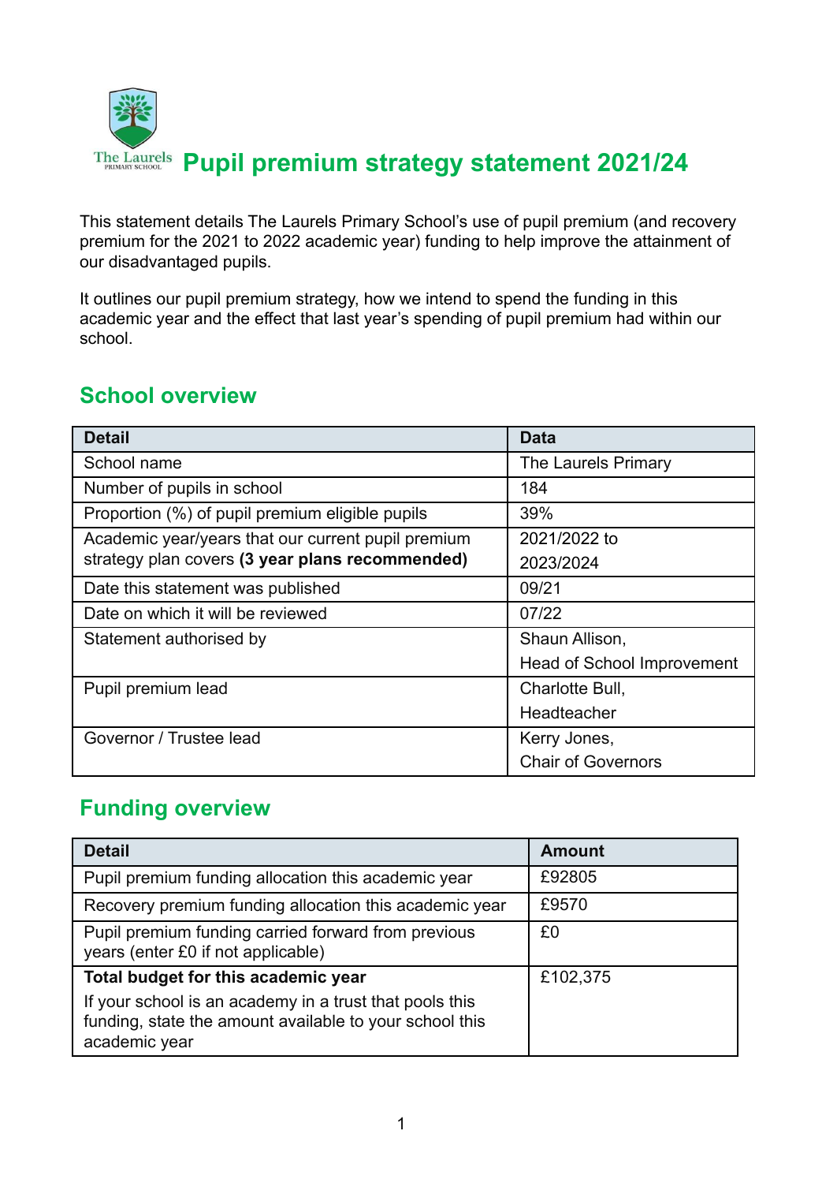# Pupil premium strategy statement 2021/24

This statement details The Laurels Primary School's use of pupil premium (and recovery premium for the 2021 to 2022 academic year) funding to help improve the attainment of our disadvantaged pupils.

It outlines our pupil premium strategy, how we intend to spend the funding in this academic year and the effect that last year's spending of pupil premium had within our school.

## School overview

| Detail | Data |
|---|---|
| School name | The Laurels Primary |
| Number of pupils in school | 184 |
| Proportion (%) of pupil premium eligible pupils | 39% |
| Academic year/years that our current pupil premium strategy plan covers **(3 year plans recommended)** | 2021/2022 to 2023/2024 |
| Date this statement was published | 09/21 |
| Date on which it will be reviewed | 07/22 |
| Statement authorised by | Shaun Allison, Head of School Improvement |
| Pupil premium lead | Charlotte Bull, Headteacher |
| Governor / Trustee lead | Kerry Jones, Chair of Governors |

## Funding overview

| Detail | Amount |
|---|---|
| Pupil premium funding allocation this academic year | £92805 |
| Recovery premium funding allocation this academic year | £9570 |
| Pupil premium funding carried forward from previous years (enter £0 if not applicable) | £0 |
| **Total budget for this academic year**<br>If your school is an academy in a trust that pools this funding, state the amount available to your school this academic year | £102,375 |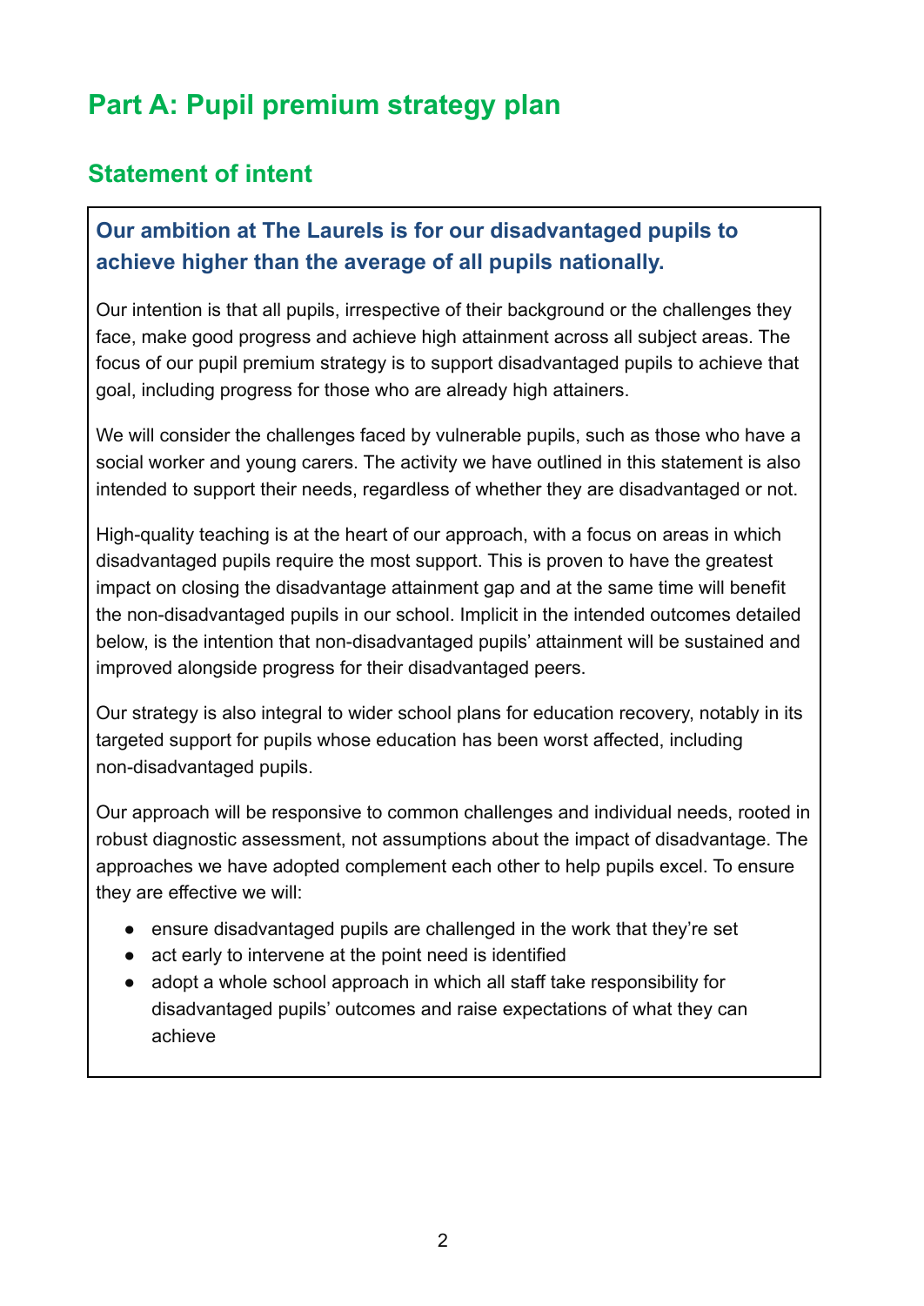# Part A: Pupil premium strategy plan

## Statement of intent

### Our ambition at The Laurels is for our disadvantaged pupils to achieve higher than the average of all pupils nationally.

Our intention is that all pupils, irrespective of their background or the challenges they face, make good progress and achieve high attainment across all subject areas. The focus of our pupil premium strategy is to support disadvantaged pupils to achieve that goal, including progress for those who are already high attainers.

We will consider the challenges faced by vulnerable pupils, such as those who have a social worker and young carers. The activity we have outlined in this statement is also intended to support their needs, regardless of whether they are disadvantaged or not.

High-quality teaching is at the heart of our approach, with a focus on areas in which disadvantaged pupils require the most support. This is proven to have the greatest impact on closing the disadvantage attainment gap and at the same time will benefit the non-disadvantaged pupils in our school. Implicit in the intended outcomes detailed below, is the intention that non-disadvantaged pupils' attainment will be sustained and improved alongside progress for their disadvantaged peers.

Our strategy is also integral to wider school plans for education recovery, notably in its targeted support for pupils whose education has been worst affected, including non-disadvantaged pupils.

Our approach will be responsive to common challenges and individual needs, rooted in robust diagnostic assessment, not assumptions about the impact of disadvantage. The approaches we have adopted complement each other to help pupils excel. To ensure they are effective we will:

- ensure disadvantaged pupils are challenged in the work that they're set
- act early to intervene at the point need is identified
- adopt a whole school approach in which all staff take responsibility for disadvantaged pupils' outcomes and raise expectations of what they can achieve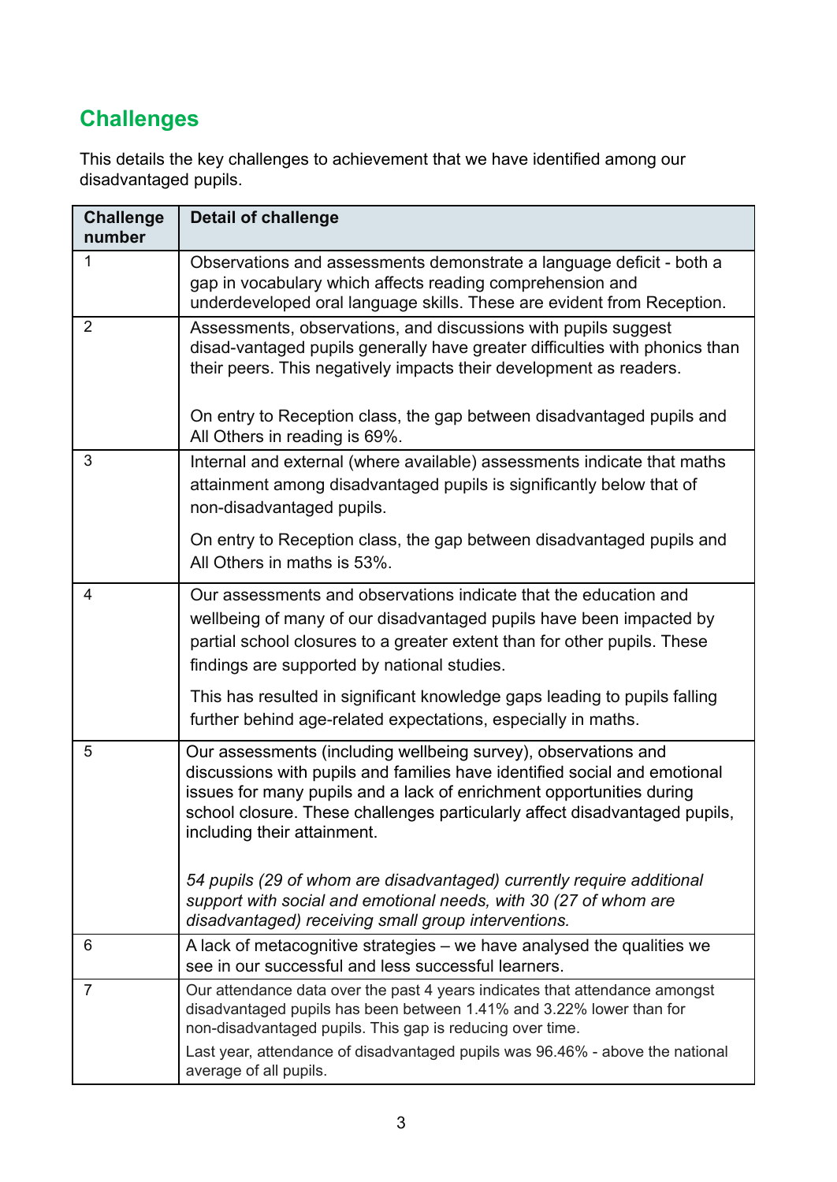## Challenges

This details the key challenges to achievement that we have identified among our disadvantaged pupils.

| Challenge number | Detail of challenge |
|---|---|
| 1 | Observations and assessments demonstrate a language deficit - both a gap in vocabulary which affects reading comprehension and underdeveloped oral language skills. These are evident from Reception. |
| 2 | Assessments, observations, and discussions with pupils suggest disad-vantaged pupils generally have greater difficulties with phonics than their peers. This negatively impacts their development as readers.<br><br>On entry to Reception class, the gap between disadvantaged pupils and All Others in reading is 69%. |
| 3 | Internal and external (where available) assessments indicate that maths attainment among disadvantaged pupils is significantly below that of non-disadvantaged pupils.<br><br>On entry to Reception class, the gap between disadvantaged pupils and All Others in maths is 53%. |
| 4 | Our assessments and observations indicate that the education and wellbeing of many of our disadvantaged pupils have been impacted by partial school closures to a greater extent than for other pupils. These findings are supported by national studies.<br><br>This has resulted in significant knowledge gaps leading to pupils falling further behind age-related expectations, especially in maths. |
| 5 | Our assessments (including wellbeing survey), observations and discussions with pupils and families have identified social and emotional issues for many pupils and a lack of enrichment opportunities during school closure. These challenges particularly affect disadvantaged pupils, including their attainment.<br><br>*54 pupils (29 of whom are disadvantaged) currently require additional support with social and emotional needs, with 30 (27 of whom are disadvantaged) receiving small group interventions.* |
| 6 | A lack of metacognitive strategies – we have analysed the qualities we see in our successful and less successful learners. |
| 7 | Our attendance data over the past 4 years indicates that attendance amongst disadvantaged pupils has been between 1.41% and 3.22% lower than for non-disadvantaged pupils. This gap is reducing over time.<br><br>Last year, attendance of disadvantaged pupils was 96.46% - above the national average of all pupils. |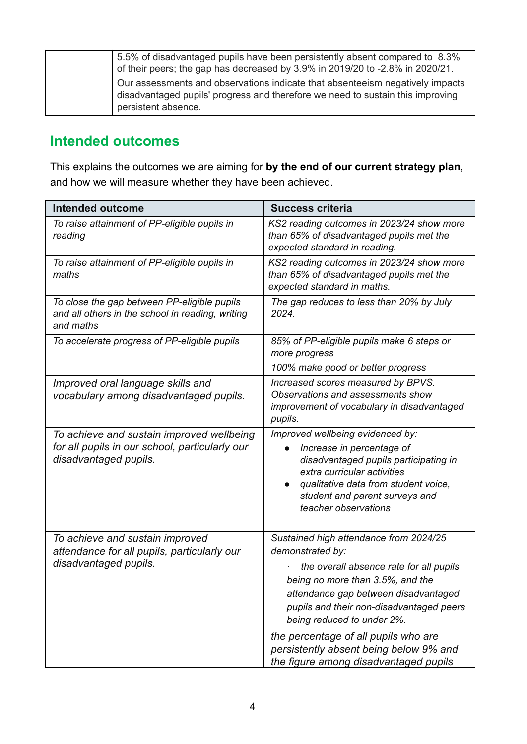| | |
|---|---|
| | 5.5% of disadvantaged pupils have been persistently absent compared to 8.3% of their peers; the gap has decreased by 3.9% in 2019/20 to -2.8% in 2020/21.<br>Our assessments and observations indicate that absenteeism negatively impacts disadvantaged pupils' progress and therefore we need to sustain this improving persistent absence. |

## Intended outcomes

This explains the outcomes we are aiming for **by the end of our current strategy plan**, and how we will measure whether they have been achieved.

| Intended outcome | Success criteria |
|---|---|
| *To raise attainment of PP-eligible pupils in reading* | *KS2 reading outcomes in 2023/24 show more than 65% of disadvantaged pupils met the expected standard in reading.* |
| *To raise attainment of PP-eligible pupils in maths* | *KS2 reading outcomes in 2023/24 show more than 65% of disadvantaged pupils met the expected standard in maths.* |
| *To close the gap between PP-eligible pupils and all others in the school in reading, writing and maths* | *The gap reduces to less than 20% by July 2024.* |
| *To accelerate progress of PP-eligible pupils* | *85% of PP-eligible pupils make 6 steps or more progress*<br>*100% make good or better progress* |
| *Improved oral language skills and vocabulary among disadvantaged pupils.* | *Increased scores measured by BPVS. Observations and assessments show improvement of vocabulary in disadvantaged pupils.* |
| *To achieve and sustain improved wellbeing for all pupils in our school, particularly our disadvantaged pupils.* | *Improved wellbeing evidenced by:*<br>• *Increase in percentage of disadvantaged pupils participating in extra curricular activities*<br>• *qualitative data from student voice, student and parent surveys and teacher observations* |
| *To achieve and sustain improved attendance for all pupils, particularly our disadvantaged pupils.* | *Sustained high attendance from 2024/25 demonstrated by:*<br>· *the overall absence rate for all pupils being no more than 3.5%, and the attendance gap between disadvantaged pupils and their non-disadvantaged peers being reduced to under 2%.*<br>*the percentage of all pupils who are persistently absent being below 9% and the figure among disadvantaged pupils* |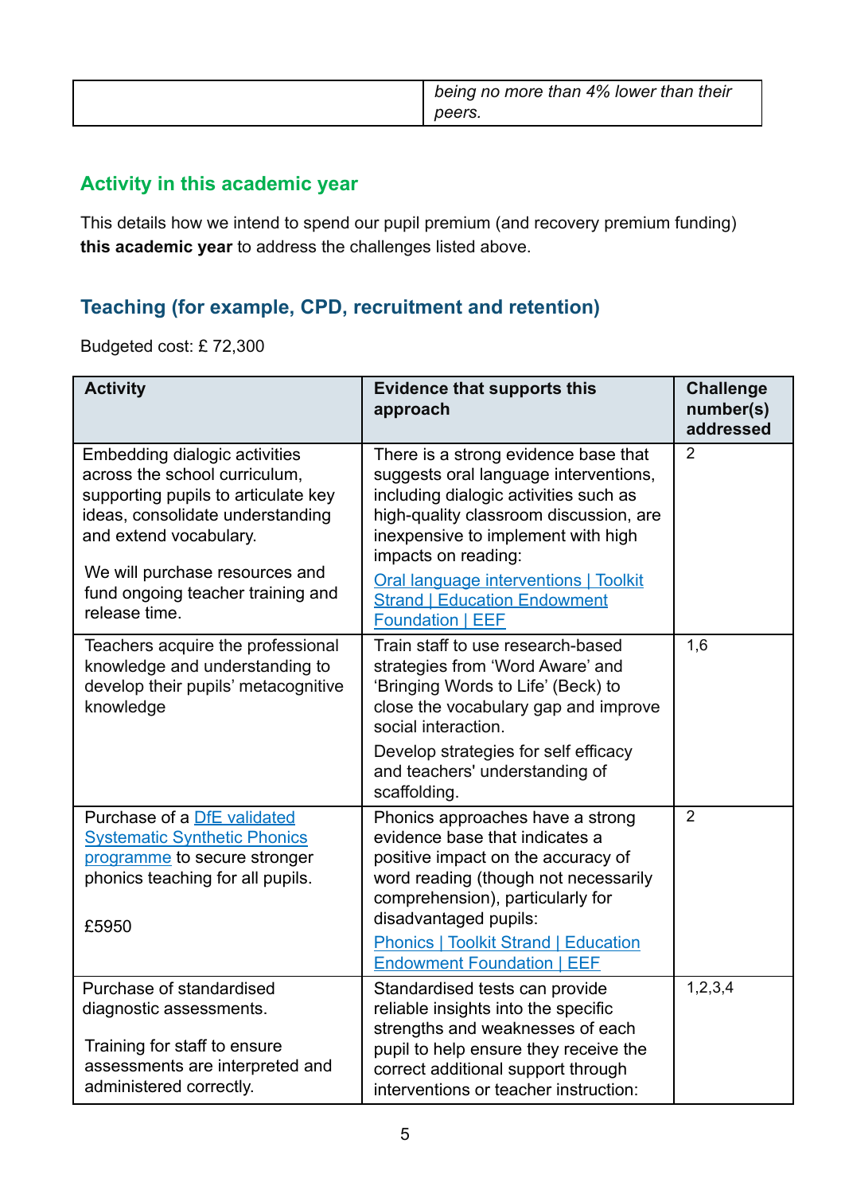| | *being no more than 4% lower than their peers.* |
|---|---|

## Activity in this academic year

This details how we intend to spend our pupil premium (and recovery premium funding) **this academic year** to address the challenges listed above.

### Teaching (for example, CPD, recruitment and retention)

Budgeted cost: £ 72,300

| Activity | Evidence that supports this approach | Challenge number(s) addressed |
|---|---|---|
| Embedding dialogic activities across the school curriculum, supporting pupils to articulate key ideas, consolidate understanding and extend vocabulary.<br><br>We will purchase resources and fund ongoing teacher training and release time. | There is a strong evidence base that suggests oral language interventions, including dialogic activities such as high-quality classroom discussion, are inexpensive to implement with high impacts on reading:<br><br>[Oral language interventions \| Toolkit Strand \| Education Endowment Foundation \| EEF]() | 2 |
| Teachers acquire the professional knowledge and understanding to develop their pupils' metacognitive knowledge | Train staff to use research-based strategies from 'Word Aware' and 'Bringing Words to Life' (Beck) to close the vocabulary gap and improve social interaction.<br><br>Develop strategies for self efficacy and teachers' understanding of scaffolding. | 1,6 |
| Purchase of a [DfE validated Systematic Synthetic Phonics programme]() to secure stronger phonics teaching for all pupils.<br><br>£5950 | Phonics approaches have a strong evidence base that indicates a positive impact on the accuracy of word reading (though not necessarily comprehension), particularly for disadvantaged pupils:<br><br>[Phonics \| Toolkit Strand \| Education Endowment Foundation \| EEF]() | 2 |
| Purchase of standardised diagnostic assessments.<br><br>Training for staff to ensure assessments are interpreted and administered correctly. | Standardised tests can provide reliable insights into the specific strengths and weaknesses of each pupil to help ensure they receive the correct additional support through interventions or teacher instruction: | 1,2,3,4 |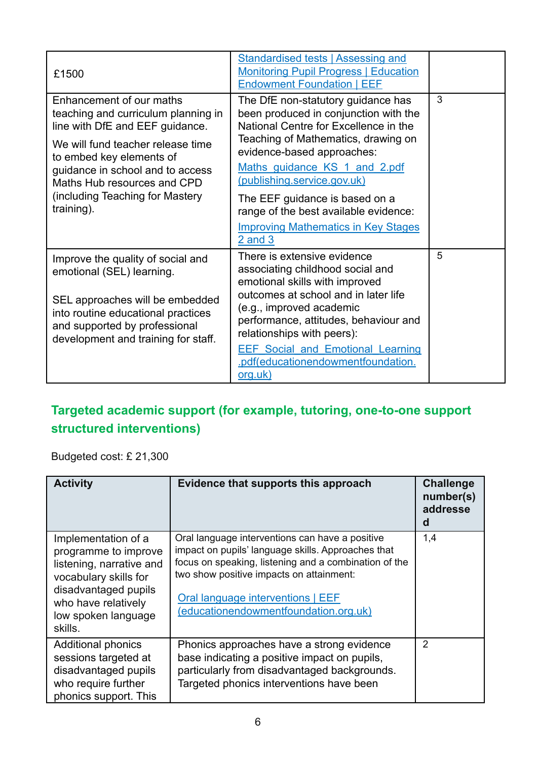| | | |
|---|---|---|
| £1500 | Standardised tests \| Assessing and Monitoring Pupil Progress \| Education Endowment Foundation \| EEF | |
| Enhancement of our maths teaching and curriculum planning in line with DfE and EEF guidance.<br><br>We will fund teacher release time to embed key elements of guidance in school and to access Maths Hub resources and CPD (including Teaching for Mastery training). | The DfE non-statutory guidance has been produced in conjunction with the National Centre for Excellence in the Teaching of Mathematics, drawing on evidence-based approaches:<br><br>Maths_guidance_KS_1_and_2.pdf (publishing.service.gov.uk)<br><br>The EEF guidance is based on a range of the best available evidence:<br><br>Improving Mathematics in Key Stages 2 and 3 | 3 |
| Improve the quality of social and emotional (SEL) learning.<br><br>SEL approaches will be embedded into routine educational practices and supported by professional development and training for staff. | There is extensive evidence associating childhood social and emotional skills with improved outcomes at school and in later life (e.g., improved academic performance, attitudes, behaviour and relationships with peers):<br><br>EEF_Social_and_Emotional_Learning.pdf(educationendowmentfoundation.org.uk) | 5 |

## Targeted academic support (for example, tutoring, one-to-one support structured interventions)

Budgeted cost: £ 21,300

| Activity | Evidence that supports this approach | Challenge number(s) addressed |
|---|---|---|
| Implementation of a programme to improve listening, narrative and vocabulary skills for disadvantaged pupils who have relatively low spoken language skills. | Oral language interventions can have a positive impact on pupils' language skills. Approaches that focus on speaking, listening and a combination of the two show positive impacts on attainment:<br><br>Oral language interventions \| EEF (educationendowmentfoundation.org.uk) | 1,4 |
| Additional phonics sessions targeted at disadvantaged pupils who require further phonics support. This | Phonics approaches have a strong evidence base indicating a positive impact on pupils, particularly from disadvantaged backgrounds. Targeted phonics interventions have been | 2 |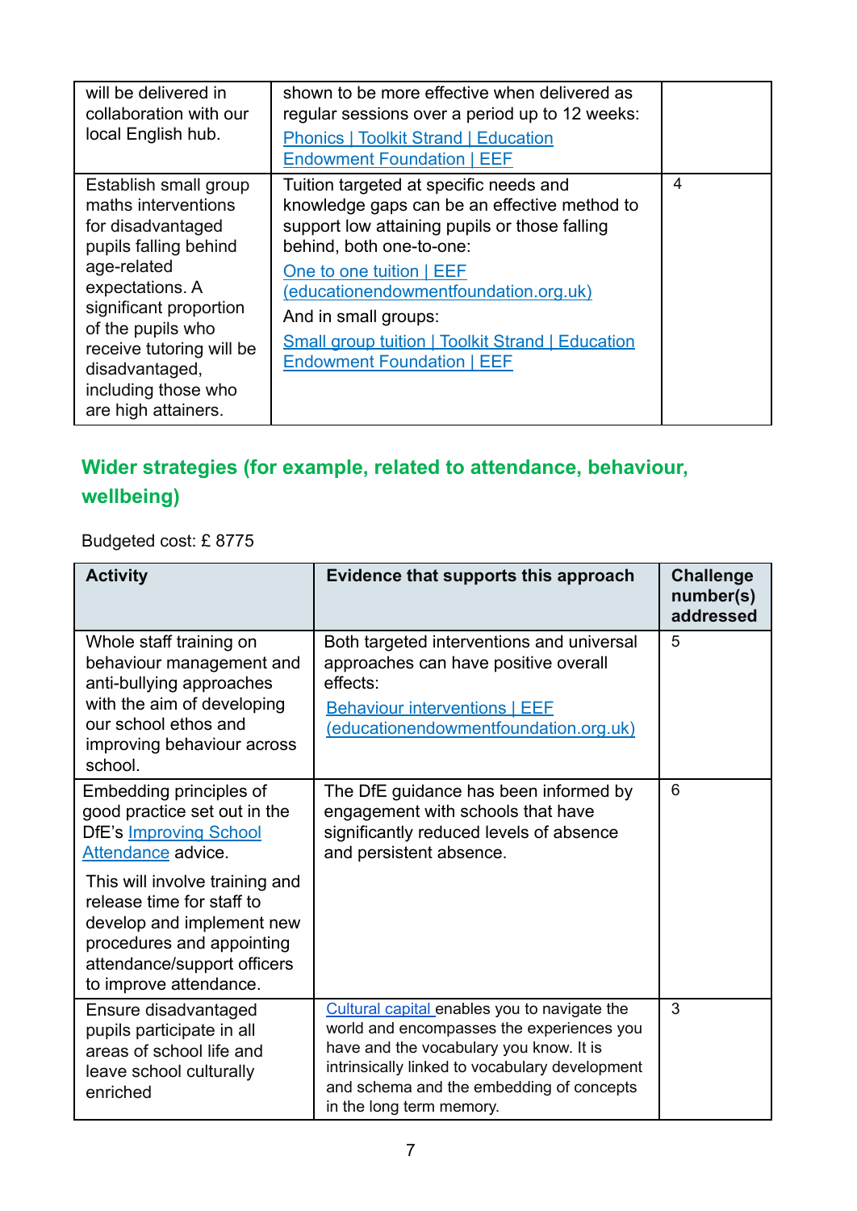| | | |
|---|---|---|
| will be delivered in collaboration with our local English hub. | shown to be more effective when delivered as regular sessions over a period up to 12 weeks: [Phonics \| Toolkit Strand \| Education Endowment Foundation \| EEF] | |
| Establish small group maths interventions for disadvantaged pupils falling behind age-related expectations. A significant proportion of the pupils who receive tutoring will be disadvantaged, including those who are high attainers. | Tuition targeted at specific needs and knowledge gaps can be an effective method to support low attaining pupils or those falling behind, both one-to-one: [One to one tuition \| EEF (educationendowmentfoundation.org.uk)] And in small groups: [Small group tuition \| Toolkit Strand \| Education Endowment Foundation \| EEF] | 4 |

## Wider strategies (for example, related to attendance, behaviour, wellbeing)

Budgeted cost: £ 8775

| Activity | Evidence that supports this approach | Challenge number(s) addressed |
|---|---|---|
| Whole staff training on behaviour management and anti-bullying approaches with the aim of developing our school ethos and improving behaviour across school. | Both targeted interventions and universal approaches can have positive overall effects: [Behaviour interventions \| EEF (educationendowmentfoundation.org.uk)] | 5 |
| Embedding principles of good practice set out in the DfE's [Improving School Attendance] advice. This will involve training and release time for staff to develop and implement new procedures and appointing attendance/support officers to improve attendance. | The DfE guidance has been informed by engagement with schools that have significantly reduced levels of absence and persistent absence. | 6 |
| Ensure disadvantaged pupils participate in all areas of school life and leave school culturally enriched | [Cultural capital] enables you to navigate the world and encompasses the experiences you have and the vocabulary you know. It is intrinsically linked to vocabulary development and schema and the embedding of concepts in the long term memory. | 3 |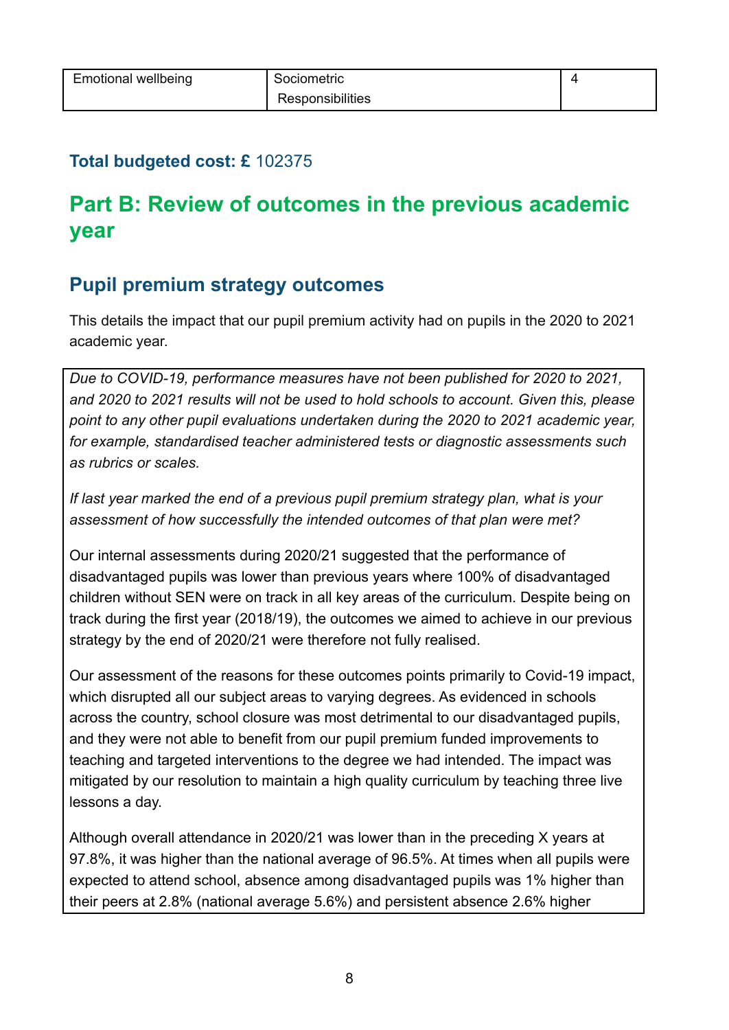| Emotional wellbeing | Sociometric<br>Responsibilities | 4 |
|---|---|---|

**Total budgeted cost: £** 102375

# Part B: Review of outcomes in the previous academic year

## Pupil premium strategy outcomes

This details the impact that our pupil premium activity had on pupils in the 2020 to 2021 academic year.

*Due to COVID-19, performance measures have not been published for 2020 to 2021, and 2020 to 2021 results will not be used to hold schools to account. Given this, please point to any other pupil evaluations undertaken during the 2020 to 2021 academic year, for example, standardised teacher administered tests or diagnostic assessments such as rubrics or scales.*

*If last year marked the end of a previous pupil premium strategy plan, what is your assessment of how successfully the intended outcomes of that plan were met?*

Our internal assessments during 2020/21 suggested that the performance of disadvantaged pupils was lower than previous years where 100% of disadvantaged children without SEN were on track in all key areas of the curriculum. Despite being on track during the first year (2018/19), the outcomes we aimed to achieve in our previous strategy by the end of 2020/21 were therefore not fully realised.

Our assessment of the reasons for these outcomes points primarily to Covid-19 impact, which disrupted all our subject areas to varying degrees. As evidenced in schools across the country, school closure was most detrimental to our disadvantaged pupils, and they were not able to benefit from our pupil premium funded improvements to teaching and targeted interventions to the degree we had intended. The impact was mitigated by our resolution to maintain a high quality curriculum by teaching three live lessons a day.

Although overall attendance in 2020/21 was lower than in the preceding X years at 97.8%, it was higher than the national average of 96.5%. At times when all pupils were expected to attend school, absence among disadvantaged pupils was 1% higher than their peers at 2.8% (national average 5.6%) and persistent absence 2.6% higher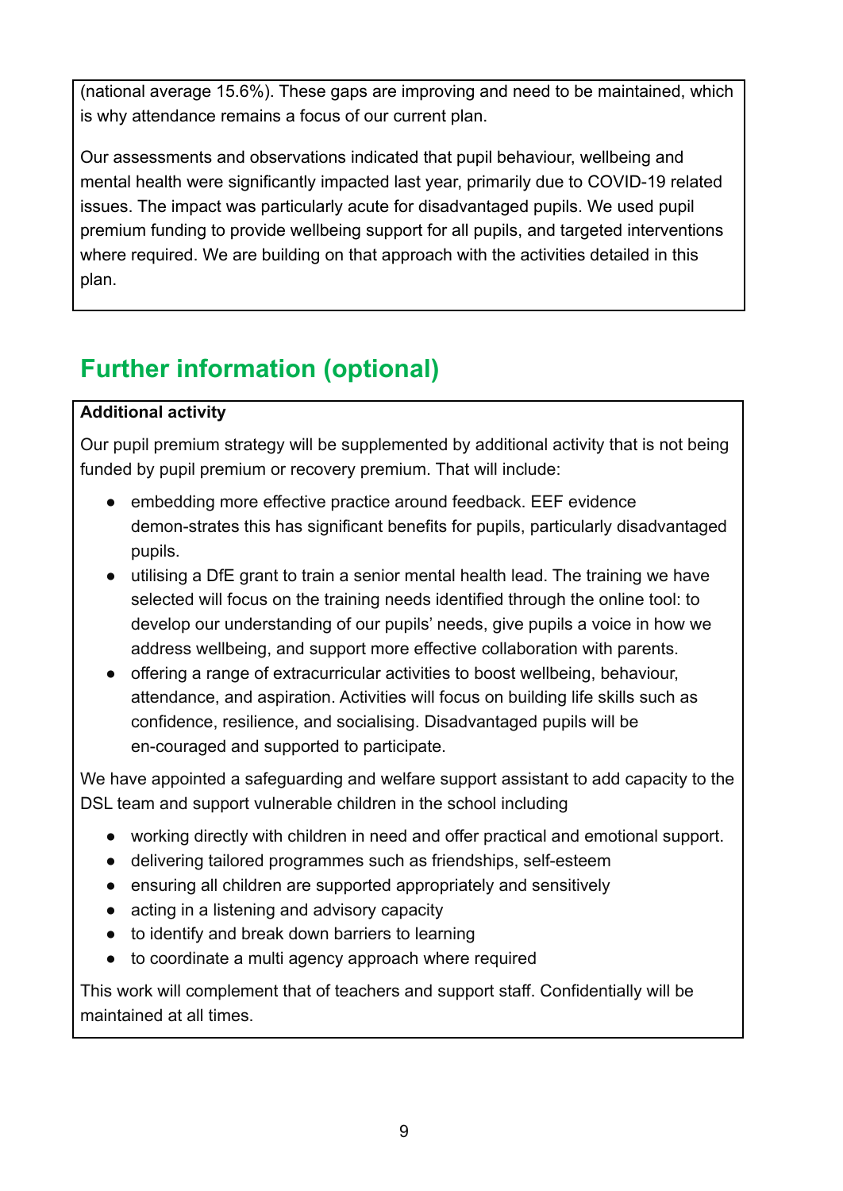(national average 15.6%). These gaps are improving and need to be maintained, which is why attendance remains a focus of our current plan.

Our assessments and observations indicated that pupil behaviour, wellbeing and mental health were significantly impacted last year, primarily due to COVID-19 related issues. The impact was particularly acute for disadvantaged pupils. We used pupil premium funding to provide wellbeing support for all pupils, and targeted interventions where required. We are building on that approach with the activities detailed in this plan.

## Further information (optional)

**Additional activity**

Our pupil premium strategy will be supplemented by additional activity that is not being funded by pupil premium or recovery premium. That will include:

- embedding more effective practice around feedback. EEF evidence demon-strates this has significant benefits for pupils, particularly disadvantaged pupils.
- utilising a DfE grant to train a senior mental health lead. The training we have selected will focus on the training needs identified through the online tool: to develop our understanding of our pupils' needs, give pupils a voice in how we address wellbeing, and support more effective collaboration with parents.
- offering a range of extracurricular activities to boost wellbeing, behaviour, attendance, and aspiration. Activities will focus on building life skills such as confidence, resilience, and socialising. Disadvantaged pupils will be en-couraged and supported to participate.

We have appointed a safeguarding and welfare support assistant to add capacity to the DSL team and support vulnerable children in the school including

- working directly with children in need and offer practical and emotional support.
- delivering tailored programmes such as friendships, self-esteem
- ensuring all children are supported appropriately and sensitively
- acting in a listening and advisory capacity
- to identify and break down barriers to learning
- to coordinate a multi agency approach where required

This work will complement that of teachers and support staff. Confidentially will be maintained at all times.